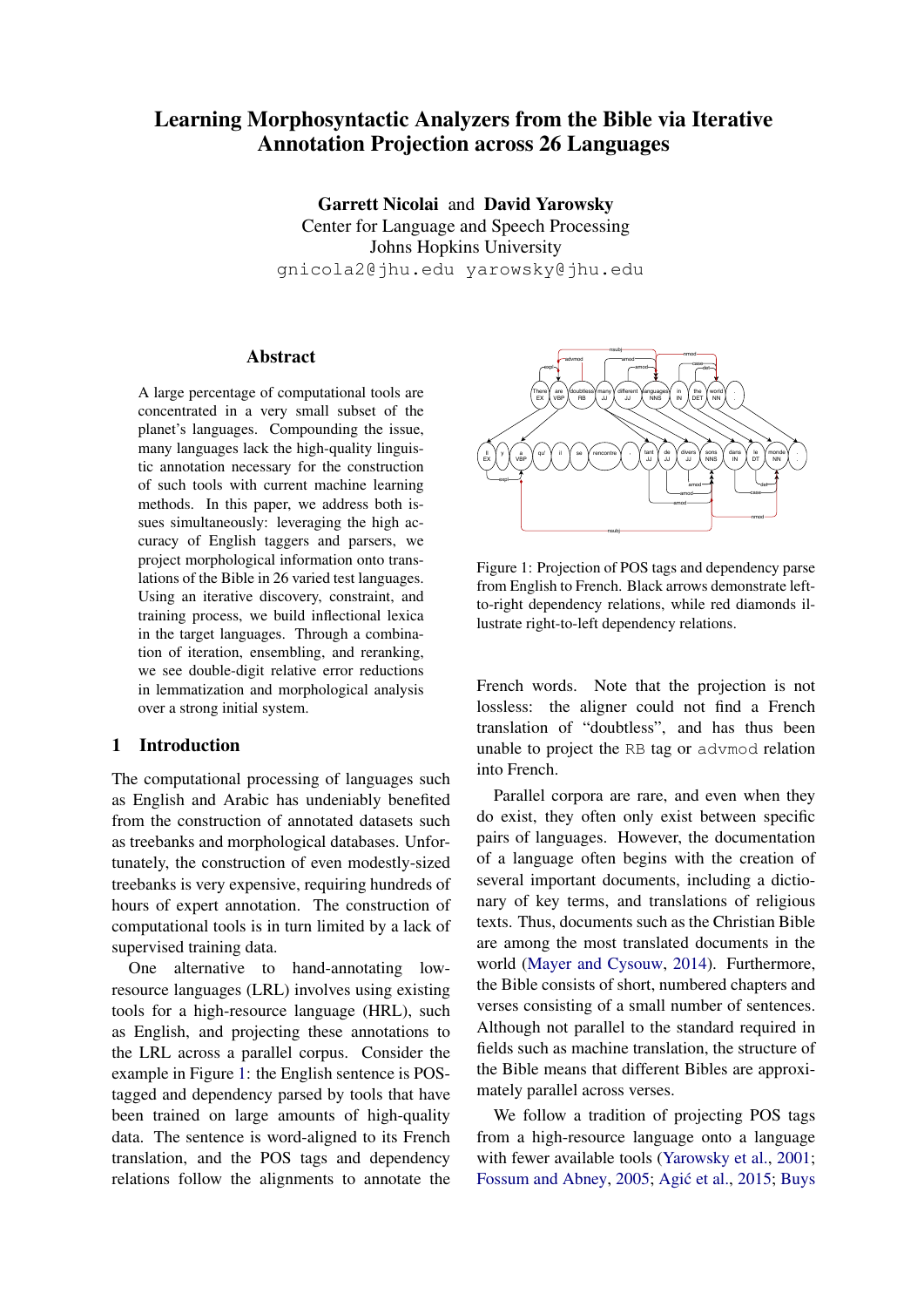# Learning Morphosyntactic Analyzers from the Bible via Iterative Annotation Projection across 26 Languages

**Garrett Nicolai** and **David Yarowsky**
Center for Language and Speech Processing
Johns Hopkins University
gnicola2@jhu.edu yarowsky@jhu.edu

## Abstract

A large percentage of computational tools are concentrated in a very small subset of the planet's languages. Compounding the issue, many languages lack the high-quality linguistic annotation necessary for the construction of such tools with current machine learning methods. In this paper, we address both issues simultaneously: leveraging the high accuracy of English taggers and parsers, we project morphological information onto translations of the Bible in 26 varied test languages. Using an iterative discovery, constraint, and training process, we build inflectional lexica in the target languages. Through a combination of iteration, ensembling, and reranking, we see double-digit relative error reductions in lemmatization and morphological analysis over a strong initial system.

## 1 Introduction

The computational processing of languages such as English and Arabic has undeniably benefited from the construction of annotated datasets such as treebanks and morphological databases. Unfortunately, the construction of even modestly-sized treebanks is very expensive, requiring hundreds of hours of expert annotation. The construction of computational tools is in turn limited by a lack of supervised training data.

One alternative to hand-annotating low-resource languages (LRL) involves using existing tools for a high-resource language (HRL), such as English, and projecting these annotations to the LRL across a parallel corpus. Consider the example in Figure 1: the English sentence is POS-tagged and dependency parsed by tools that have been trained on large amounts of high-quality data. The sentence is word-aligned to its French translation, and the POS tags and dependency relations follow the alignments to annotate the French words. Note that the projection is not lossless: the aligner could not find a French translation of "doubtless", and has thus been unable to project the RB tag or advmod relation into French.

Figure 1: Projection of POS tags and dependency parse from English to French. Black arrows demonstrate left-to-right dependency relations, while red diamonds illustrate right-to-left dependency relations.

Parallel corpora are rare, and even when they do exist, they often only exist between specific pairs of languages. However, the documentation of a language often begins with the creation of several important documents, including a dictionary of key terms, and translations of religious texts. Thus, documents such as the Christian Bible are among the most translated documents in the world (Mayer and Cysouw, 2014). Furthermore, the Bible consists of short, numbered chapters and verses consisting of a small number of sentences. Although not parallel to the standard required in fields such as machine translation, the structure of the Bible means that different Bibles are approximately parallel across verses.

We follow a tradition of projecting POS tags from a high-resource language onto a language with fewer available tools (Yarowsky et al., 2001; Fossum and Abney, 2005; Agić et al., 2015; Buys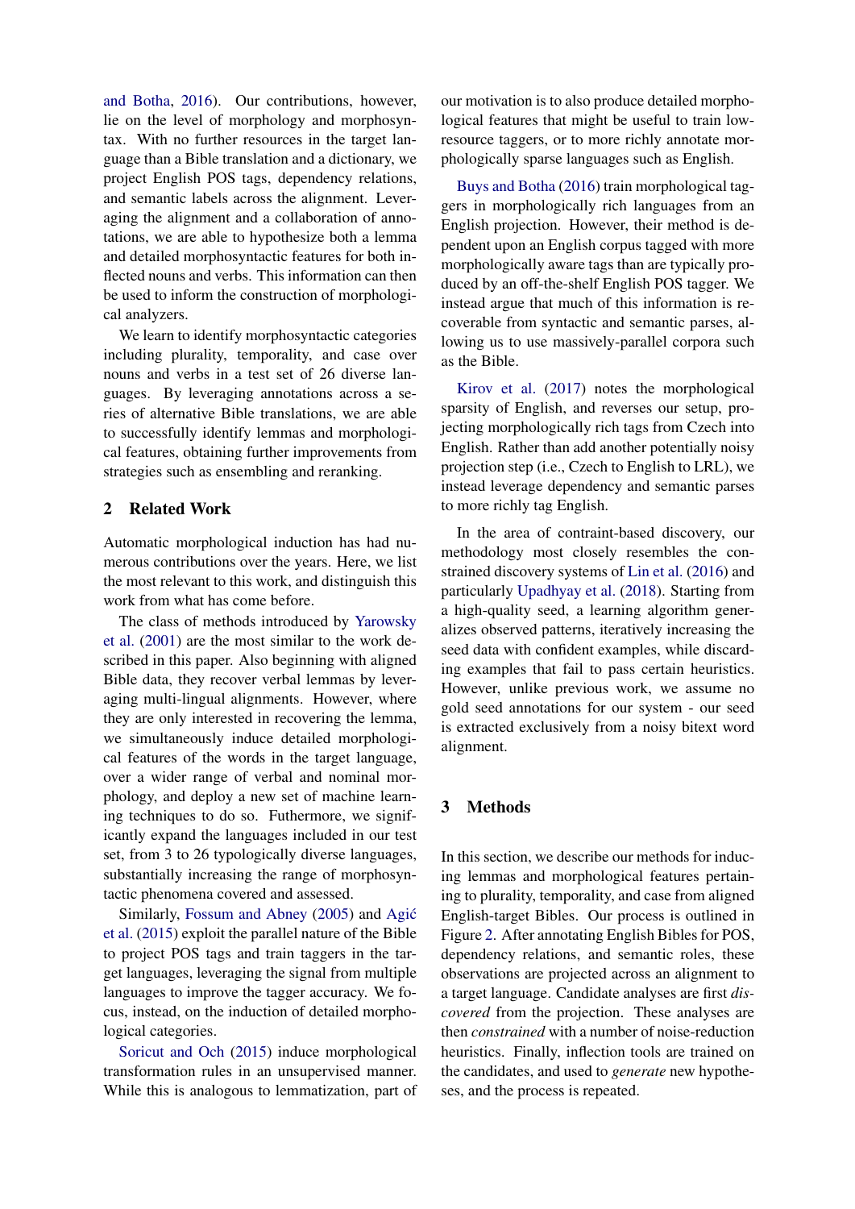and Botha, 2016). Our contributions, however, lie on the level of morphology and morphosyntax. With no further resources in the target language than a Bible translation and a dictionary, we project English POS tags, dependency relations, and semantic labels across the alignment. Leveraging the alignment and a collaboration of annotations, we are able to hypothesize both a lemma and detailed morphosyntactic features for both inflected nouns and verbs. This information can then be used to inform the construction of morphological analyzers.

We learn to identify morphosyntactic categories including plurality, temporality, and case over nouns and verbs in a test set of 26 diverse languages. By leveraging annotations across a series of alternative Bible translations, we are able to successfully identify lemmas and morphological features, obtaining further improvements from strategies such as ensembling and reranking.

## 2 Related Work

Automatic morphological induction has had numerous contributions over the years. Here, we list the most relevant to this work, and distinguish this work from what has come before.

The class of methods introduced by Yarowsky et al. (2001) are the most similar to the work described in this paper. Also beginning with aligned Bible data, they recover verbal lemmas by leveraging multi-lingual alignments. However, where they are only interested in recovering the lemma, we simultaneously induce detailed morphological features of the words in the target language, over a wider range of verbal and nominal morphology, and deploy a new set of machine learning techniques to do so. Futhermore, we significantly expand the languages included in our test set, from 3 to 26 typologically diverse languages, substantially increasing the range of morphosyntactic phenomena covered and assessed.

Similarly, Fossum and Abney (2005) and Agić et al. (2015) exploit the parallel nature of the Bible to project POS tags and train taggers in the target languages, leveraging the signal from multiple languages to improve the tagger accuracy. We focus, instead, on the induction of detailed morphological categories.

Soricut and Och (2015) induce morphological transformation rules in an unsupervised manner. While this is analogous to lemmatization, part of our motivation is to also produce detailed morphological features that might be useful to train low-resource taggers, or to more richly annotate morphologically sparse languages such as English.

Buys and Botha (2016) train morphological taggers in morphologically rich languages from an English projection. However, their method is dependent upon an English corpus tagged with more morphologically aware tags than are typically produced by an off-the-shelf English POS tagger. We instead argue that much of this information is recoverable from syntactic and semantic parses, allowing us to use massively-parallel corpora such as the Bible.

Kirov et al. (2017) notes the morphological sparsity of English, and reverses our setup, projecting morphologically rich tags from Czech into English. Rather than add another potentially noisy projection step (i.e., Czech to English to LRL), we instead leverage dependency and semantic parses to more richly tag English.

In the area of contraint-based discovery, our methodology most closely resembles the constrained discovery systems of Lin et al. (2016) and particularly Upadhyay et al. (2018). Starting from a high-quality seed, a learning algorithm generalizes observed patterns, iteratively increasing the seed data with confident examples, while discarding examples that fail to pass certain heuristics. However, unlike previous work, we assume no gold seed annotations for our system - our seed is extracted exclusively from a noisy bitext word alignment.

## 3 Methods

In this section, we describe our methods for inducing lemmas and morphological features pertaining to plurality, temporality, and case from aligned English-target Bibles. Our process is outlined in Figure 2. After annotating English Bibles for POS, dependency relations, and semantic roles, these observations are projected across an alignment to a target language. Candidate analyses are first *discovered* from the projection. These analyses are then *constrained* with a number of noise-reduction heuristics. Finally, inflection tools are trained on the candidates, and used to *generate* new hypotheses, and the process is repeated.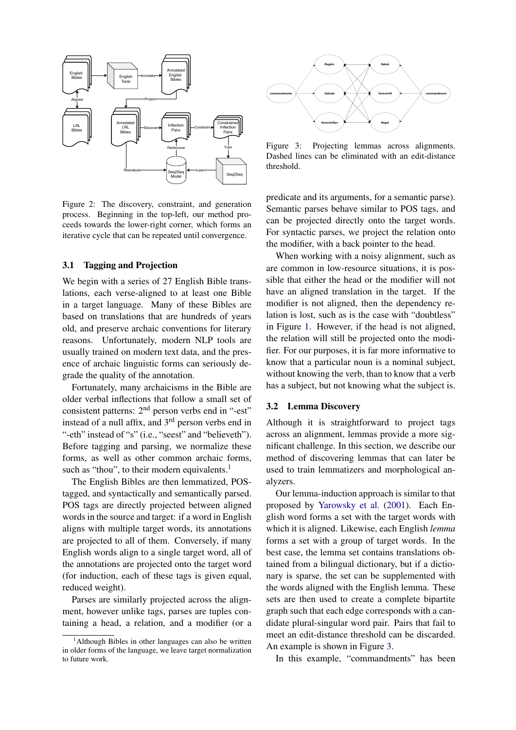Figure 2: The discovery, constraint, and generation process. Beginning in the top-left, our method proceeds towards the lower-right corner, which forms an iterative cycle that can be repeated until convergence.

### 3.1 Tagging and Projection

We begin with a series of 27 English Bible translations, each verse-aligned to at least one Bible in a target language. Many of these Bibles are based on translations that are hundreds of years old, and preserve archaic conventions for literary reasons. Unfortunately, modern NLP tools are usually trained on modern text data, and the presence of archaic linguistic forms can seriously degrade the quality of the annotation.

Fortunately, many archaicisms in the Bible are older verbal inflections that follow a small set of consistent patterns: 2nd person verbs end in "-est" instead of a null affix, and 3rd person verbs end in "-eth" instead of "s" (i.e., "seest" and "believeth"). Before tagging and parsing, we normalize these forms, as well as other common archaic forms, such as "thou", to their modern equivalents.[1]

The English Bibles are then lemmatized, POS-tagged, and syntactically and semantically parsed. POS tags are directly projected between aligned words in the source and target: if a word in English aligns with multiple target words, its annotations are projected to all of them. Conversely, if many English words align to a single target word, all of the annotations are projected onto the target word (for induction, each of these tags is given equal, reduced weight).

Parses are similarly projected across the alignment, however unlike tags, parses are tuples containing a head, a relation, and a modifier (or a predicate and its arguments, for a semantic parse). Semantic parses behave similar to POS tags, and can be projected directly onto the target words. For syntactic parses, we project the relation onto the modifier, with a back pointer to the head.

When working with a noisy alignment, such as are common in low-resource situations, it is possible that either the head or the modifier will not have an aligned translation in the target. If the modifier is not aligned, then the dependency relation is lost, such as is the case with "doubtless" in Figure 1. However, if the head is not aligned, the relation will still be projected onto the modifier. For our purposes, it is far more informative to know that a particular noun is a nominal subject, without knowing the verb, than to know that a verb has a subject, but not knowing what the subject is.

[1] Although Bibles in other languages can also be written in older forms of the language, we leave target normalization to future work.

Figure 3: Projecting lemmas across alignments. Dashed lines can be eliminated with an edit-distance threshold.

### 3.2 Lemma Discovery

Although it is straightforward to project tags across an alignment, lemmas provide a more significant challenge. In this section, we describe our method of discovering lemmas that can later be used to train lemmatizers and morphological analyzers.

Our lemma-induction approach is similar to that proposed by Yarowsky et al. (2001). Each English word forms a set with the target words with which it is aligned. Likewise, each English *lemma* forms a set with a group of target words. In the best case, the lemma set contains translations obtained from a bilingual dictionary, but if a dictionary is sparse, the set can be supplemented with the words aligned with the English lemma. These sets are then used to create a complete bipartite graph such that each edge corresponds with a candidate plural-singular word pair. Pairs that fail to meet an edit-distance threshold can be discarded. An example is shown in Figure 3.

In this example, "commandments" has been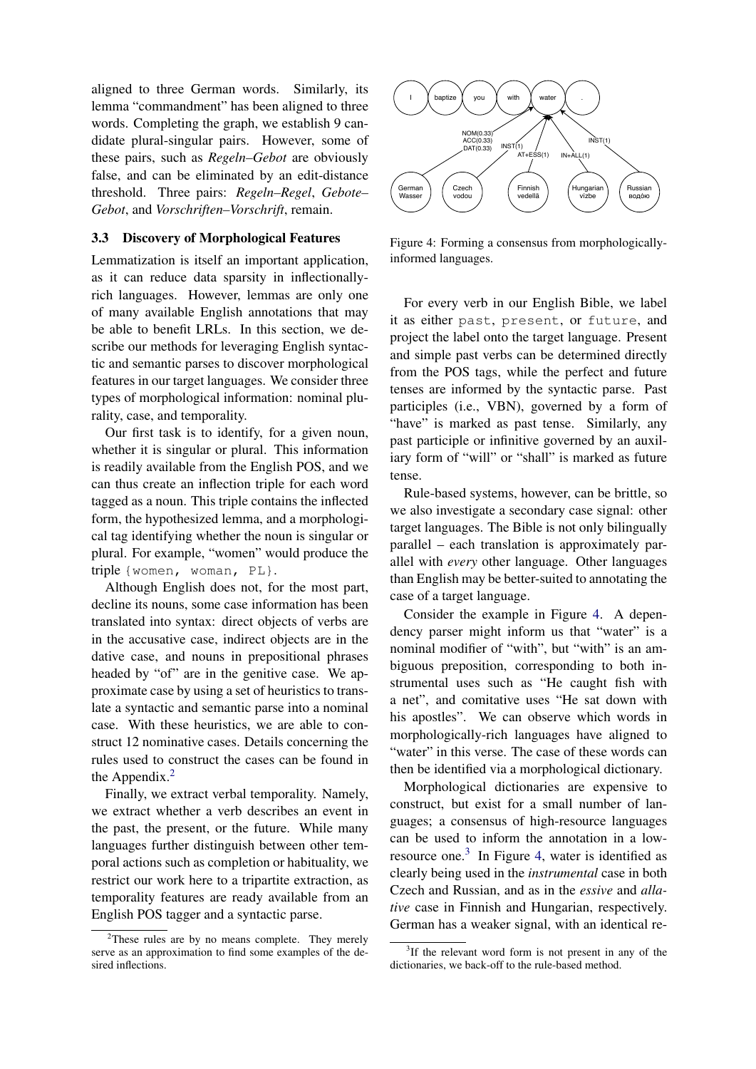aligned to three German words. Similarly, its lemma "commandment" has been aligned to three words. Completing the graph, we establish 9 candidate plural-singular pairs. However, some of these pairs, such as *Regeln–Gebot* are obviously false, and can be eliminated by an edit-distance threshold. Three pairs: *Regeln–Regel*, *Gebote–Gebot*, and *Vorschriften–Vorschrift*, remain.

### 3.3 Discovery of Morphological Features

Lemmatization is itself an important application, as it can reduce data sparsity in inflectionally-rich languages. However, lemmas are only one of many available English annotations that may be able to benefit LRLs. In this section, we describe our methods for leveraging English syntactic and semantic parses to discover morphological features in our target languages. We consider three types of morphological information: nominal plurality, case, and temporality.

Our first task is to identify, for a given noun, whether it is singular or plural. This information is readily available from the English POS, and we can thus create an inflection triple for each word tagged as a noun. This triple contains the inflected form, the hypothesized lemma, and a morphological tag identifying whether the noun is singular or plural. For example, "women" would produce the triple `{women, woman, PL}`.

Although English does not, for the most part, decline its nouns, some case information has been translated into syntax: direct objects of verbs are in the accusative case, indirect objects are in the dative case, and nouns in prepositional phrases headed by "of" are in the genitive case. We approximate case by using a set of heuristics to translate a syntactic and semantic parse into a nominal case. With these heuristics, we are able to construct 12 nominative cases. Details concerning the rules used to construct the cases can be found in the Appendix.[2]

Finally, we extract verbal temporality. Namely, we extract whether a verb describes an event in the past, the present, or the future. While many languages further distinguish between other temporal actions such as completion or habituality, we restrict our work here to a tripartite extraction, as temporality features are ready available from an English POS tagger and a syntactic parse.

[2]These rules are by no means complete. They merely serve as an approximation to find some examples of the desired inflections.

Figure 4: Forming a consensus from morphologically-informed languages.

For every verb in our English Bible, we label it as either `past`, `present`, or `future`, and project the label onto the target language. Present and simple past verbs can be determined directly from the POS tags, while the perfect and future tenses are informed by the syntactic parse. Past participles (i.e., VBN), governed by a form of "have" is marked as past tense. Similarly, any past participle or infinitive governed by an auxiliary form of "will" or "shall" is marked as future tense.

Rule-based systems, however, can be brittle, so we also investigate a secondary case signal: other target languages. The Bible is not only bilingually parallel – each translation is approximately parallel with *every* other language. Other languages than English may be better-suited to annotating the case of a target language.

Consider the example in Figure 4. A dependency parser might inform us that "water" is a nominal modifier of "with", but "with" is an ambiguous preposition, corresponding to both instrumental uses such as "He caught fish with a net", and comitative uses "He sat down with his apostles". We can observe which words in morphologically-rich languages have aligned to "water" in this verse. The case of these words can then be identified via a morphological dictionary.

Morphological dictionaries are expensive to construct, but exist for a small number of languages; a consensus of high-resource languages can be used to inform the annotation in a low-resource one.[3] In Figure 4, water is identified as clearly being used in the *instrumental* case in both Czech and Russian, and as in the *essive* and *allative* case in Finnish and Hungarian, respectively. German has a weaker signal, with an identical re-

[3]If the relevant word form is not present in any of the dictionaries, we back-off to the rule-based method.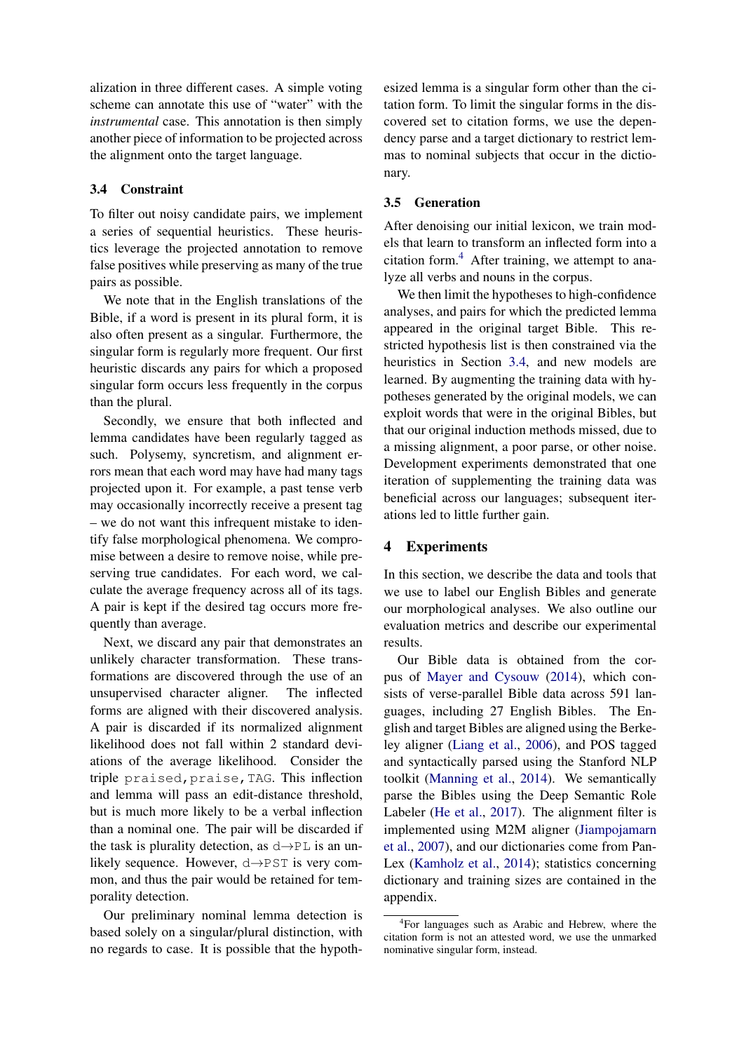alization in three different cases. A simple voting scheme can annotate this use of "water" with the *instrumental* case. This annotation is then simply another piece of information to be projected across the alignment onto the target language.

### 3.4 Constraint

To filter out noisy candidate pairs, we implement a series of sequential heuristics. These heuristics leverage the projected annotation to remove false positives while preserving as many of the true pairs as possible.

We note that in the English translations of the Bible, if a word is present in its plural form, it is also often present as a singular. Furthermore, the singular form is regularly more frequent. Our first heuristic discards any pairs for which a proposed singular form occurs less frequently in the corpus than the plural.

Secondly, we ensure that both inflected and lemma candidates have been regularly tagged as such. Polysemy, syncretism, and alignment errors mean that each word may have had many tags projected upon it. For example, a past tense verb may occasionally incorrectly receive a present tag – we do not want this infrequent mistake to identify false morphological phenomena. We compromise between a desire to remove noise, while preserving true candidates. For each word, we calculate the average frequency across all of its tags. A pair is kept if the desired tag occurs more frequently than average.

Next, we discard any pair that demonstrates an unlikely character transformation. These transformations are discovered through the use of an unsupervised character aligner. The inflected forms are aligned with their discovered analysis. A pair is discarded if its normalized alignment likelihood does not fall within 2 standard deviations of the average likelihood. Consider the triple `praised,praise,TAG`. This inflection and lemma will pass an edit-distance threshold, but is much more likely to be a verbal inflection than a nominal one. The pair will be discarded if the task is plurality detection, as `d`→`PL` is an unlikely sequence. However, `d`→`PST` is very common, and thus the pair would be retained for temporality detection.

Our preliminary nominal lemma detection is based solely on a singular/plural distinction, with no regards to case. It is possible that the hypothesized lemma is a singular form other than the citation form. To limit the singular forms in the discovered set to citation forms, we use the dependency parse and a target dictionary to restrict lemmas to nominal subjects that occur in the dictionary.

### 3.5 Generation

After denoising our initial lexicon, we train models that learn to transform an inflected form into a citation form.[4] After training, we attempt to analyze all verbs and nouns in the corpus.

We then limit the hypotheses to high-confidence analyses, and pairs for which the predicted lemma appeared in the original target Bible. This restricted hypothesis list is then constrained via the heuristics in Section 3.4, and new models are learned. By augmenting the training data with hypotheses generated by the original models, we can exploit words that were in the original Bibles, but that our original induction methods missed, due to a missing alignment, a poor parse, or other noise. Development experiments demonstrated that one iteration of supplementing the training data was beneficial across our languages; subsequent iterations led to little further gain.

## 4 Experiments

In this section, we describe the data and tools that we use to label our English Bibles and generate our morphological analyses. We also outline our evaluation metrics and describe our experimental results.

Our Bible data is obtained from the corpus of Mayer and Cysouw (2014), which consists of verse-parallel Bible data across 591 languages, including 27 English Bibles. The English and target Bibles are aligned using the Berkeley aligner (Liang et al., 2006), and POS tagged and syntactically parsed using the Stanford NLP toolkit (Manning et al., 2014). We semantically parse the Bibles using the Deep Semantic Role Labeler (He et al., 2017). The alignment filter is implemented using M2M aligner (Jiampojamarn et al., 2007), and our dictionaries come from PanLex (Kamholz et al., 2014); statistics concerning dictionary and training sizes are contained in the appendix.

[4] For languages such as Arabic and Hebrew, where the citation form is not an attested word, we use the unmarked nominative singular form, instead.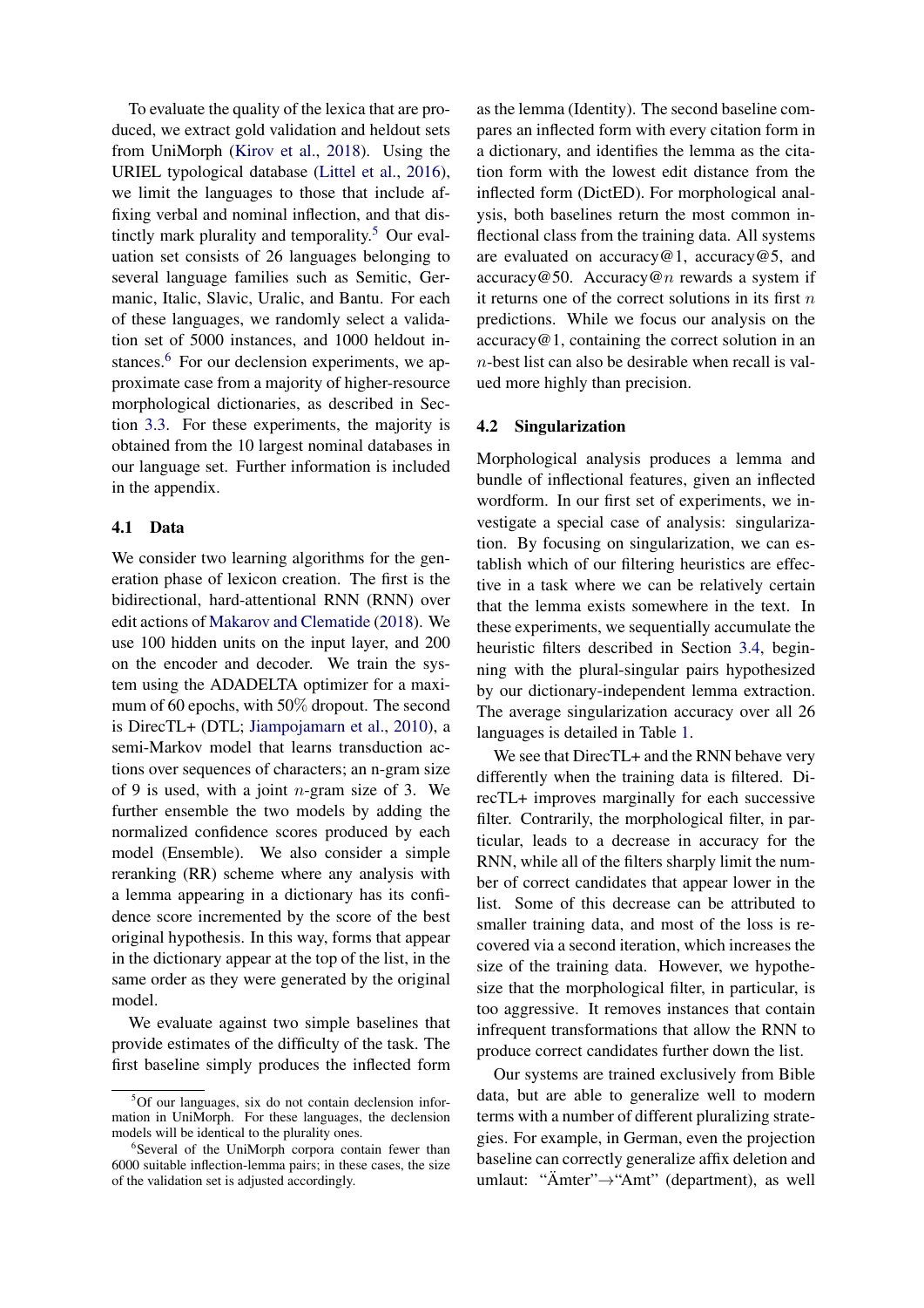To evaluate the quality of the lexica that are produced, we extract gold validation and heldout sets from UniMorph (Kirov et al., 2018). Using the URIEL typological database (Littel et al., 2016), we limit the languages to those that include affixing verbal and nominal inflection, and that distinctly mark plurality and temporality.[5] Our evaluation set consists of 26 languages belonging to several language families such as Semitic, Germanic, Italic, Slavic, Uralic, and Bantu. For each of these languages, we randomly select a validation set of 5000 instances, and 1000 heldout instances.[6] For our declension experiments, we approximate case from a majority of higher-resource morphological dictionaries, as described in Section 3.3. For these experiments, the majority is obtained from the 10 largest nominal databases in our language set. Further information is included in the appendix.

## 4.1 Data

We consider two learning algorithms for the generation phase of lexicon creation. The first is the bidirectional, hard-attentional RNN (RNN) over edit actions of Makarov and Clematide (2018). We use 100 hidden units on the input layer, and 200 on the encoder and decoder. We train the system using the ADADELTA optimizer for a maximum of 60 epochs, with 50% dropout. The second is DirecTL+ (DTL; Jiampojamarn et al., 2010), a semi-Markov model that learns transduction actions over sequences of characters; an n-gram size of 9 is used, with a joint $n$-gram size of 3. We further ensemble the two models by adding the normalized confidence scores produced by each model (Ensemble). We also consider a simple reranking (RR) scheme where any analysis with a lemma appearing in a dictionary has its confidence score incremented by the score of the best original hypothesis. In this way, forms that appear in the dictionary appear at the top of the list, in the same order as they were generated by the original model.

We evaluate against two simple baselines that provide estimates of the difficulty of the task. The first baseline simply produces the inflected form as the lemma (Identity). The second baseline compares an inflected form with every citation form in a dictionary, and identifies the lemma as the citation form with the lowest edit distance from the inflected form (DictED). For morphological analysis, both baselines return the most common inflectional class from the training data. All systems are evaluated on accuracy@1, accuracy@5, and accuracy@50. Accuracy@$n$ rewards a system if it returns one of the correct solutions in its first $n$ predictions. While we focus our analysis on the accuracy@1, containing the correct solution in an $n$-best list can also be desirable when recall is valued more highly than precision.

## 4.2 Singularization

Morphological analysis produces a lemma and bundle of inflectional features, given an inflected wordform. In our first set of experiments, we investigate a special case of analysis: singularization. By focusing on singularization, we can establish which of our filtering heuristics are effective in a task where we can be relatively certain that the lemma exists somewhere in the text. In these experiments, we sequentially accumulate the heuristic filters described in Section 3.4, beginning with the plural-singular pairs hypothesized by our dictionary-independent lemma extraction. The average singularization accuracy over all 26 languages is detailed in Table 1.

We see that DirecTL+ and the RNN behave very differently when the training data is filtered. DirecTL+ improves marginally for each successive filter. Contrarily, the morphological filter, in particular, leads to a decrease in accuracy for the RNN, while all of the filters sharply limit the number of correct candidates that appear lower in the list. Some of this decrease can be attributed to smaller training data, and most of the loss is recovered via a second iteration, which increases the size of the training data. However, we hypothesize that the morphological filter, in particular, is too aggressive. It removes instances that contain infrequent transformations that allow the RNN to produce correct candidates further down the list.

Our systems are trained exclusively from Bible data, but are able to generalize well to modern terms with a number of different pluralizing strategies. For example, in German, even the projection baseline can correctly generalize affix deletion and umlaut: "Ämter"→"Amt" (department), as well

[5] Of our languages, six do not contain declension information in UniMorph. For these languages, the declension models will be identical to the plurality ones.

[6] Several of the UniMorph corpora contain fewer than 6000 suitable inflection-lemma pairs; in these cases, the size of the validation set is adjusted accordingly.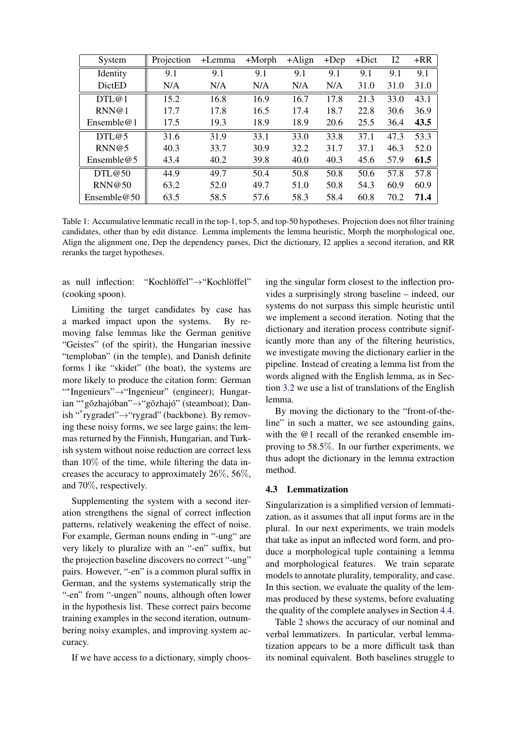| System | Projection | +Lemma | +Morph | +Align | +Dep | +Dict | I2 | +RR |
|---|---|---|---|---|---|---|---|---|
| Identity | 9.1 | 9.1 | 9.1 | 9.1 | 9.1 | 9.1 | 9.1 | 9.1 |
| DictED | N/A | N/A | N/A | N/A | N/A | 31.0 | 31.0 | 31.0 |
| DTL@1 | 15.2 | 16.8 | 16.9 | 16.7 | 17.8 | 21.3 | 33.0 | 43.1 |
| RNN@1 | 17.7 | 17.8 | 16.5 | 17.4 | 18.7 | 22.8 | 30.6 | 36.9 |
| Ensemble@1 | 17.5 | 19.3 | 18.9 | 18.9 | 20.6 | 25.5 | 36.4 | **43.5** |
| DTL@5 | 31.6 | 31.9 | 33.1 | 33.0 | 33.8 | 37.1 | 47.3 | 53.3 |
| RNN@5 | 40.3 | 33.7 | 30.9 | 32.2 | 31.7 | 37.1 | 46.3 | 52.0 |
| Ensemble@5 | 43.4 | 40.2 | 39.8 | 40.0 | 40.3 | 45.6 | 57.9 | **61.5** |
| DTL@50 | 44.9 | 49.7 | 50.4 | 50.8 | 50.8 | 50.6 | 57.8 | 57.8 |
| RNN@50 | 63.2 | 52.0 | 49.7 | 51.0 | 50.8 | 54.3 | 60.9 | 60.9 |
| Ensemble@50 | 63.5 | 58.5 | 57.6 | 58.3 | 58.4 | 60.8 | 70.2 | **71.4** |

Table 1: Accumulative lemmatic recall in the top-1, top-5, and top-50 hypotheses. Projection does not filter training candidates, other than by edit distance. Lemma implements the lemma heuristic, Morph the morphological one, Align the alignment one, Dep the dependency parses, Dict the dictionary, I2 applies a second iteration, and RR reranks the target hypotheses.

as null inflection: "Kochlöffel"→"Kochlöffel" (cooking spoon).

Limiting the target candidates by case has a marked impact upon the systems. By removing false lemmas like the German genitive "Geistes" (of the spirit), the Hungarian inessive "temploban" (in the temple), and Danish definite forms l ike "skidet" (the boat), the systems are more likely to produce the citation form: German "*Ingenieurs"→"Ingenieur" (engineer); Hungarian "*gõzhajóban"→"gõzhajó" (steamboat); Danish "*rygradet"→"rygrad" (backbone). By removing these noisy forms, we see large gains; the lemmas returned by the Finnish, Hungarian, and Turkish system without noise reduction are correct less than 10% of the time, while filtering the data increases the accuracy to approximately 26%, 56%, and 70%, respectively.

Supplementing the system with a second iteration strengthens the signal of correct inflection patterns, relatively weakening the effect of noise. For example, German nouns ending in "-ung" are very likely to pluralize with an "-en" suffix, but the projection baseline discovers no correct "-ung" pairs. However, "-en" is a common plural suffix in German, and the systems systematically strip the "-en" from "-ungen" nouns, although often lower in the hypothesis list. These correct pairs become training examples in the second iteration, outnumbering noisy examples, and improving system accuracy.

If we have access to a dictionary, simply choosing the singular form closest to the inflection provides a surprisingly strong baseline – indeed, our systems do not surpass this simple heuristic until we implement a second iteration. Noting that the dictionary and iteration process contribute significantly more than any of the filtering heuristics, we investigate moving the dictionary earlier in the pipeline. Instead of creating a lemma list from the words aligned with the English lemma, as in Section 3.2 we use a list of translations of the English lemma.

By moving the dictionary to the "front-of-the-line" in such a matter, we see astounding gains, with the @1 recall of the reranked ensemble improving to 58.5%. In our further experiments, we thus adopt the dictionary in the lemma extraction method.

### 4.3 Lemmatization

Singularization is a simplified version of lemmatization, as it assumes that all input forms are in the plural. In our next experiments, we train models that take as input an inflected word form, and produce a morphological tuple containing a lemma and morphological features. We train separate models to annotate plurality, temporality, and case. In this section, we evaluate the quality of the lemmas produced by these systems, before evaluating the quality of the complete analyses in Section 4.4.

Table 2 shows the accuracy of our nominal and verbal lemmatizers. In particular, verbal lemmatization appears to be a more difficult task than its nominal equivalent. Both baselines struggle to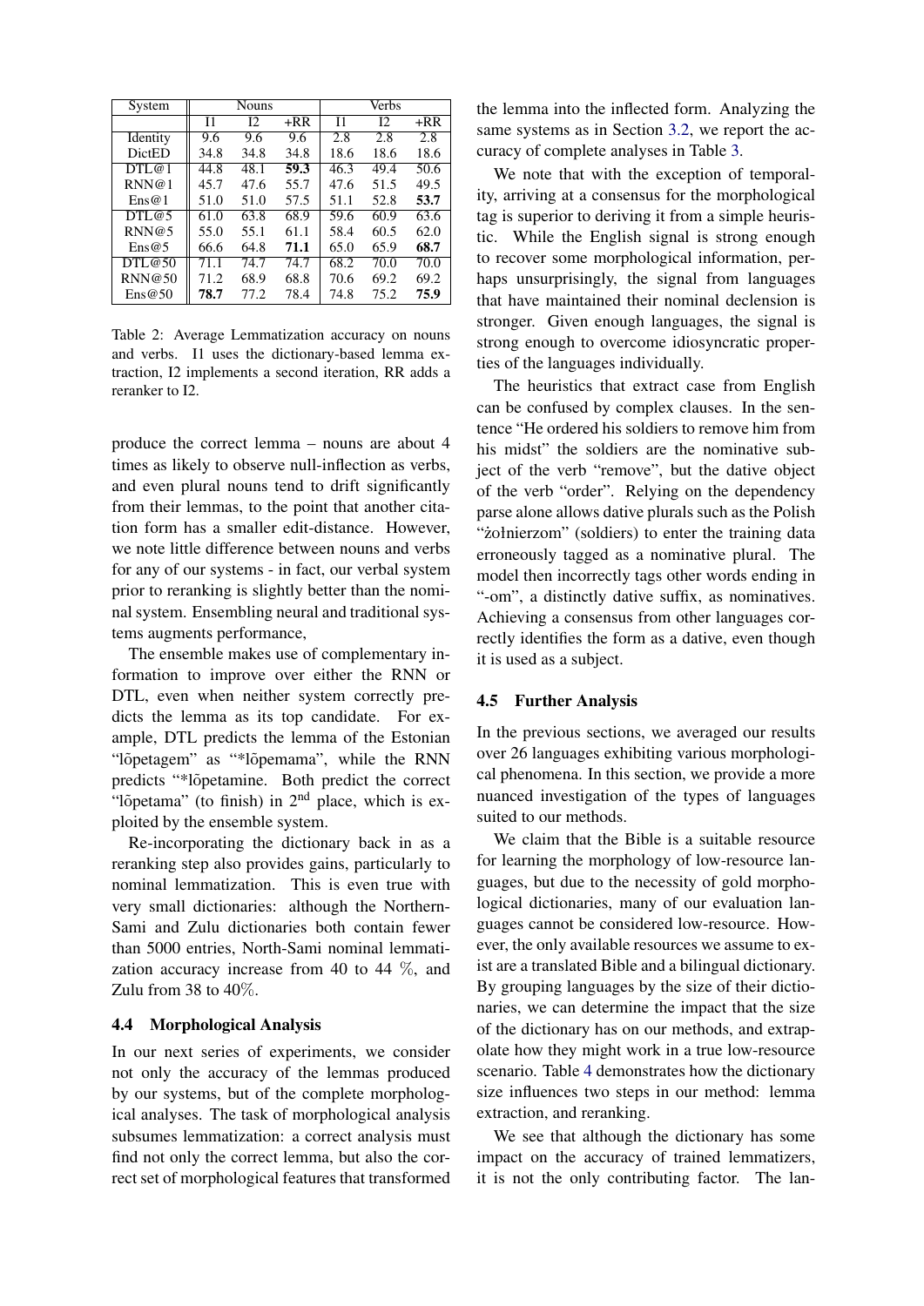| System | Nouns | | | Verbs | | |
|---|---|---|---|---|---|---|
| | I1 | I2 | +RR | I1 | I2 | +RR |
| Identity | 9.6 | 9.6 | 9.6 | 2.8 | 2.8 | 2.8 |
| DictED | 34.8 | 34.8 | 34.8 | 18.6 | 18.6 | 18.6 |
| DTL@1 | 44.8 | 48.1 | **59.3** | 46.3 | 49.4 | 50.6 |
| RNN@1 | 45.7 | 47.6 | 55.7 | 47.6 | 51.5 | 49.5 |
| Ens@1 | 51.0 | 51.0 | 57.5 | 51.1 | 52.8 | **53.7** |
| DTL@5 | 61.0 | 63.8 | 68.9 | 59.6 | 60.9 | 63.6 |
| RNN@5 | 55.0 | 55.1 | 61.1 | 58.4 | 60.5 | 62.0 |
| Ens@5 | 66.6 | 64.8 | **71.1** | 65.0 | 65.9 | **68.7** |
| DTL@50 | 71.1 | 74.7 | 74.7 | 68.2 | 70.0 | 70.0 |
| RNN@50 | 71.2 | 68.9 | 68.8 | 70.6 | 69.2 | 69.2 |
| Ens@50 | **78.7** | 77.2 | 78.4 | 74.8 | 75.2 | **75.9** |

Table 2: Average Lemmatization accuracy on nouns and verbs. I1 uses the dictionary-based lemma extraction, I2 implements a second iteration, RR adds a reranker to I2.

produce the correct lemma – nouns are about 4 times as likely to observe null-inflection as verbs, and even plural nouns tend to drift significantly from their lemmas, to the point that another citation form has a smaller edit-distance. However, we note little difference between nouns and verbs for any of our systems - in fact, our verbal system prior to reranking is slightly better than the nominal system. Ensembling neural and traditional systems augments performance,

The ensemble makes use of complementary information to improve over either the RNN or DTL, even when neither system correctly predicts the lemma as its top candidate. For example, DTL predicts the lemma of the Estonian "lõpetagem" as "*lõpemama", while the RNN predicts "*lõpetamine. Both predict the correct "lõpetama" (to finish) in 2nd place, which is exploited by the ensemble system.

Re-incorporating the dictionary back in as a reranking step also provides gains, particularly to nominal lemmatization. This is even true with very small dictionaries: although the Northern-Sami and Zulu dictionaries both contain fewer than 5000 entries, North-Sami nominal lemmatization accuracy increase from 40 to 44 %, and Zulu from 38 to 40%.

### 4.4 Morphological Analysis

In our next series of experiments, we consider not only the accuracy of the lemmas produced by our systems, but of the complete morphological analyses. The task of morphological analysis subsumes lemmatization: a correct analysis must find not only the correct lemma, but also the correct set of morphological features that transformed the lemma into the inflected form. Analyzing the same systems as in Section 3.2, we report the accuracy of complete analyses in Table 3.

We note that with the exception of temporality, arriving at a consensus for the morphological tag is superior to deriving it from a simple heuristic. While the English signal is strong enough to recover some morphological information, perhaps unsurprisingly, the signal from languages that have maintained their nominal declension is stronger. Given enough languages, the signal is strong enough to overcome idiosyncratic properties of the languages individually.

The heuristics that extract case from English can be confused by complex clauses. In the sentence "He ordered his soldiers to remove him from his midst" the soldiers are the nominative subject of the verb "remove", but the dative object of the verb "order". Relying on the dependency parse alone allows dative plurals such as the Polish "żołnierzom" (soldiers) to enter the training data erroneously tagged as a nominative plural. The model then incorrectly tags other words ending in "-om", a distinctly dative suffix, as nominatives. Achieving a consensus from other languages correctly identifies the form as a dative, even though it is used as a subject.

### 4.5 Further Analysis

In the previous sections, we averaged our results over 26 languages exhibiting various morphological phenomena. In this section, we provide a more nuanced investigation of the types of languages suited to our methods.

We claim that the Bible is a suitable resource for learning the morphology of low-resource languages, but due to the necessity of gold morphological dictionaries, many of our evaluation languages cannot be considered low-resource. However, the only available resources we assume to exist are a translated Bible and a bilingual dictionary. By grouping languages by the size of their dictionaries, we can determine the impact that the size of the dictionary has on our methods, and extrapolate how they might work in a true low-resource scenario. Table 4 demonstrates how the dictionary size influences two steps in our method: lemma extraction, and reranking.

We see that although the dictionary has some impact on the accuracy of trained lemmatizers, it is not the only contributing factor. The lan-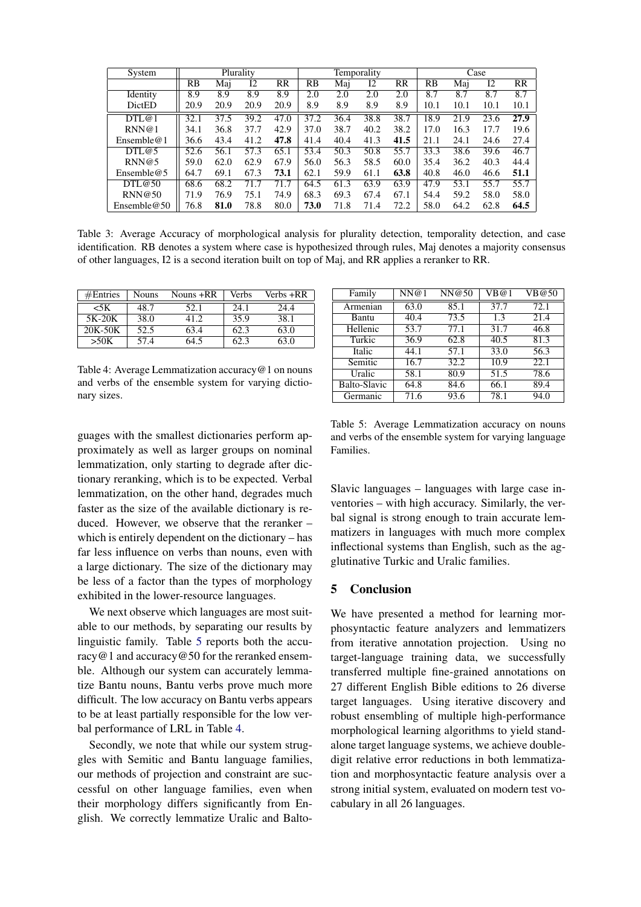| System | Plurality | | | | Temporality | | | | Case | | | |
|---|---|---|---|---|---|---|---|---|---|---|---|---|
| | RB | Maj | I2 | RR | RB | Maj | I2 | RR | RB | Maj | I2 | RR |
| Identity | 8.9 | 8.9 | 8.9 | 8.9 | 2.0 | 2.0 | 2.0 | 2.0 | 8.7 | 8.7 | 8.7 | 8.7 |
| DictED | 20.9 | 20.9 | 20.9 | 20.9 | 8.9 | 8.9 | 8.9 | 8.9 | 10.1 | 10.1 | 10.1 | 10.1 |
| DTL@1 | 32.1 | 37.5 | 39.2 | 47.0 | 37.2 | 36.4 | 38.8 | 38.7 | 18.9 | 21.9 | 23.6 | **27.9** |
| RNN@1 | 34.1 | 36.8 | 37.7 | 42.9 | 37.0 | 38.7 | 40.2 | 38.2 | 17.0 | 16.3 | 17.7 | 19.6 |
| Ensemble@1 | 36.6 | 43.4 | 41.2 | **47.8** | 41.4 | 40.4 | 41.3 | **41.5** | 21.1 | 24.1 | 24.6 | 27.4 |
| DTL@5 | 52.6 | 56.1 | 57.3 | 65.1 | 53.4 | 50.3 | 50.8 | 55.7 | 33.3 | 38.6 | 39.6 | 46.7 |
| RNN@5 | 59.0 | 62.0 | 62.9 | 67.9 | 56.0 | 56.3 | 58.5 | 60.0 | 35.4 | 36.2 | 40.3 | 44.4 |
| Ensemble@5 | 64.7 | 69.1 | 67.3 | **73.1** | 62.1 | 59.9 | 61.1 | **63.8** | 40.8 | 46.0 | 46.6 | **51.1** |
| DTL@50 | 68.6 | 68.2 | 71.7 | 71.7 | 64.5 | 61.3 | 63.9 | 63.9 | 47.9 | 53.1 | 55.7 | 55.7 |
| RNN@50 | 71.9 | 76.9 | 75.1 | 74.9 | 68.3 | 69.3 | 67.4 | 67.1 | 54.4 | 59.2 | 58.0 | 58.0 |
| Ensemble@50 | 76.8 | **81.0** | 78.8 | 80.0 | **73.0** | 71.8 | 71.4 | 72.2 | 58.0 | 64.2 | 62.8 | **64.5** |

Table 3: Average Accuracy of morphological analysis for plurality detection, temporality detection, and case identification. RB denotes a system where case is hypothesized through rules, Maj denotes a majority consensus of other languages, I2 is a second iteration built on top of Maj, and RR applies a reranker to RR.

| #Entries | Nouns | Nouns +RR | Verbs | Verbs +RR |
|---|---|---|---|---|
| <5K | 48.7 | 52.1 | 24.1 | 24.4 |
| 5K-20K | 38.0 | 41.2 | 35.9 | 38.1 |
| 20K-50K | 52.5 | 63.4 | 62.3 | 63.0 |
| >50K | 57.4 | 64.5 | 62.3 | 63.0 |

Table 4: Average Lemmatization accuracy@1 on nouns and verbs of the ensemble system for varying dictionary sizes.

guages with the smallest dictionaries perform approximately as well as larger groups on nominal lemmatization, only starting to degrade after dictionary reranking, which is to be expected. Verbal lemmatization, on the other hand, degrades much faster as the size of the available dictionary is reduced. However, we observe that the reranker – which is entirely dependent on the dictionary – has far less influence on verbs than nouns, even with a large dictionary. The size of the dictionary may be less of a factor than the types of morphology exhibited in the lower-resource languages.

We next observe which languages are most suitable to our methods, by separating our results by linguistic family. Table 5 reports both the accuracy@1 and accuracy@50 for the reranked ensemble. Although our system can accurately lemmatize Bantu nouns, Bantu verbs prove much more difficult. The low accuracy on Bantu verbs appears to be at least partially responsible for the low verbal performance of LRL in Table 4.

Secondly, we note that while our system struggles with Semitic and Bantu language families, our methods of projection and constraint are successful on other language families, even when their morphology differs significantly from English. We correctly lemmatize Uralic and Balto-Slavic languages – languages with large case inventories – with high accuracy. Similarly, the verbal signal is strong enough to train accurate lemmatizers in languages with much more complex inflectional systems than English, such as the agglutinative Turkic and Uralic families.

| Family | NN@1 | NN@50 | VB@1 | VB@50 |
|---|---|---|---|---|
| Armenian | 63.0 | 85.1 | 37.7 | 72.1 |
| Bantu | 40.4 | 73.5 | 1.3 | 21.4 |
| Hellenic | 53.7 | 77.1 | 31.7 | 46.8 |
| Turkic | 36.9 | 62.8 | 40.5 | 81.3 |
| Italic | 44.1 | 57.1 | 33.0 | 56.3 |
| Semitic | 16.7 | 32.2 | 10.9 | 22.1 |
| Uralic | 58.1 | 80.9 | 51.5 | 78.6 |
| Balto-Slavic | 64.8 | 84.6 | 66.1 | 89.4 |
| Germanic | 71.6 | 93.6 | 78.1 | 94.0 |

Table 5: Average Lemmatization accuracy on nouns and verbs of the ensemble system for varying language Families.

## 5 Conclusion

We have presented a method for learning morphosyntactic feature analyzers and lemmatizers from iterative annotation projection. Using no target-language training data, we successfully transferred multiple fine-grained annotations on 27 different English Bible editions to 26 diverse target languages. Using iterative discovery and robust ensembling of multiple high-performance morphological learning algorithms to yield standalone target language systems, we achieve double-digit relative error reductions in both lemmatization and morphosyntactic feature analysis over a strong initial system, evaluated on modern test vocabulary in all 26 languages.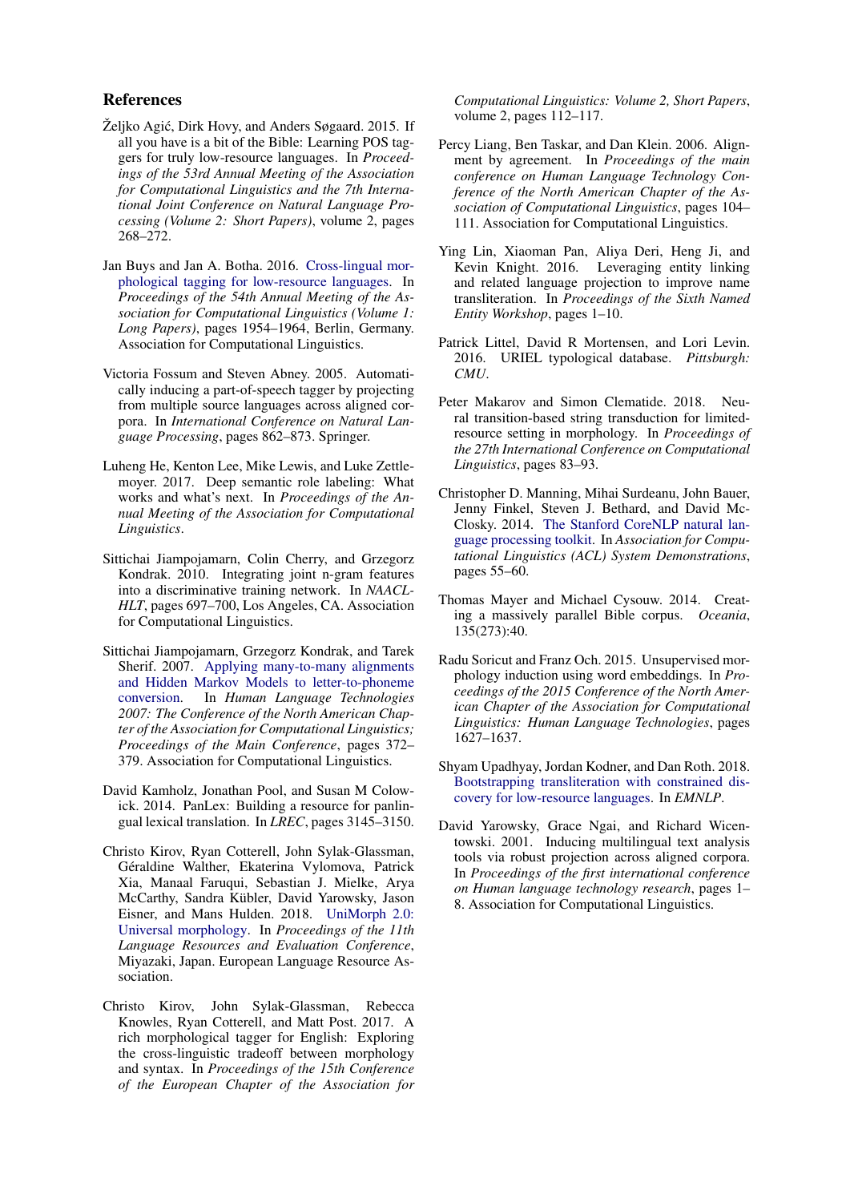## References

Željko Agić, Dirk Hovy, and Anders Søgaard. 2015. If all you have is a bit of the Bible: Learning POS taggers for truly low-resource languages. In *Proceedings of the 53rd Annual Meeting of the Association for Computational Linguistics and the 7th International Joint Conference on Natural Language Processing (Volume 2: Short Papers)*, volume 2, pages 268–272.

Jan Buys and Jan A. Botha. 2016. Cross-lingual morphological tagging for low-resource languages. In *Proceedings of the 54th Annual Meeting of the Association for Computational Linguistics (Volume 1: Long Papers)*, pages 1954–1964, Berlin, Germany. Association for Computational Linguistics.

Victoria Fossum and Steven Abney. 2005. Automatically inducing a part-of-speech tagger by projecting from multiple source languages across aligned corpora. In *International Conference on Natural Language Processing*, pages 862–873. Springer.

Luheng He, Kenton Lee, Mike Lewis, and Luke Zettlemoyer. 2017. Deep semantic role labeling: What works and what's next. In *Proceedings of the Annual Meeting of the Association for Computational Linguistics*.

Sittichai Jiampojamarn, Colin Cherry, and Grzegorz Kondrak. 2010. Integrating joint n-gram features into a discriminative training network. In *NAACL-HLT*, pages 697–700, Los Angeles, CA. Association for Computational Linguistics.

Sittichai Jiampojamarn, Grzegorz Kondrak, and Tarek Sherif. 2007. Applying many-to-many alignments and Hidden Markov Models to letter-to-phoneme conversion. In *Human Language Technologies 2007: The Conference of the North American Chapter of the Association for Computational Linguistics; Proceedings of the Main Conference*, pages 372–379. Association for Computational Linguistics.

David Kamholz, Jonathan Pool, and Susan M Colowick. 2014. PanLex: Building a resource for panlingual lexical translation. In *LREC*, pages 3145–3150.

Christo Kirov, Ryan Cotterell, John Sylak-Glassman, Géraldine Walther, Ekaterina Vylomova, Patrick Xia, Manaal Faruqui, Sebastian J. Mielke, Arya McCarthy, Sandra Kübler, David Yarowsky, Jason Eisner, and Mans Hulden. 2018. UniMorph 2.0: Universal morphology. In *Proceedings of the 11th Language Resources and Evaluation Conference*, Miyazaki, Japan. European Language Resource Association.

Christo Kirov, John Sylak-Glassman, Rebecca Knowles, Ryan Cotterell, and Matt Post. 2017. A rich morphological tagger for English: Exploring the cross-linguistic tradeoff between morphology and syntax. In *Proceedings of the 15th Conference of the European Chapter of the Association for Computational Linguistics: Volume 2, Short Papers*, volume 2, pages 112–117.

Percy Liang, Ben Taskar, and Dan Klein. 2006. Alignment by agreement. In *Proceedings of the main conference on Human Language Technology Conference of the North American Chapter of the Association of Computational Linguistics*, pages 104–111. Association for Computational Linguistics.

Ying Lin, Xiaoman Pan, Aliya Deri, Heng Ji, and Kevin Knight. 2016. Leveraging entity linking and related language projection to improve name transliteration. In *Proceedings of the Sixth Named Entity Workshop*, pages 1–10.

Patrick Littel, David R Mortensen, and Lori Levin. 2016. URIEL typological database. *Pittsburgh: CMU*.

Peter Makarov and Simon Clematide. 2018. Neural transition-based string transduction for limited-resource setting in morphology. In *Proceedings of the 27th International Conference on Computational Linguistics*, pages 83–93.

Christopher D. Manning, Mihai Surdeanu, John Bauer, Jenny Finkel, Steven J. Bethard, and David McClosky. 2014. The Stanford CoreNLP natural language processing toolkit. In *Association for Computational Linguistics (ACL) System Demonstrations*, pages 55–60.

Thomas Mayer and Michael Cysouw. 2014. Creating a massively parallel Bible corpus. *Oceania*, 135(273):40.

Radu Soricut and Franz Och. 2015. Unsupervised morphology induction using word embeddings. In *Proceedings of the 2015 Conference of the North American Chapter of the Association for Computational Linguistics: Human Language Technologies*, pages 1627–1637.

Shyam Upadhyay, Jordan Kodner, and Dan Roth. 2018. Bootstrapping transliteration with constrained discovery for low-resource languages. In *EMNLP*.

David Yarowsky, Grace Ngai, and Richard Wicentowski. 2001. Inducing multilingual text analysis tools via robust projection across aligned corpora. In *Proceedings of the first international conference on Human language technology research*, pages 1–8. Association for Computational Linguistics.